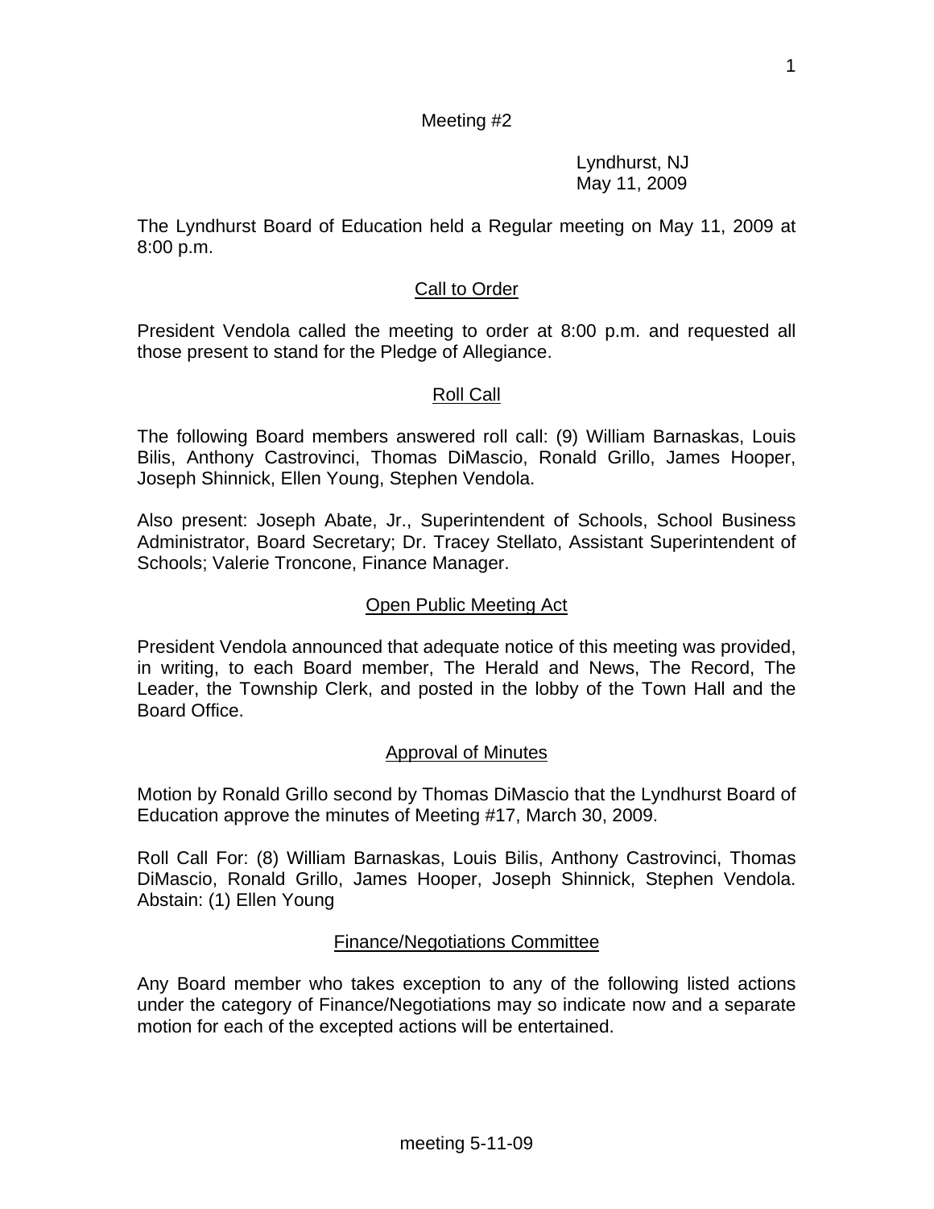Meeting #2

Lyndhurst, NJ
May 11, 2009

The Lyndhurst Board of Education held a Regular meeting on May 11, 2009 at 8:00 p.m.

## Call to Order

President Vendola called the meeting to order at 8:00 p.m. and requested all those present to stand for the Pledge of Allegiance.

## Roll Call

The following Board members answered roll call: (9) William Barnaskas, Louis Bilis, Anthony Castrovinci, Thomas DiMascio, Ronald Grillo, James Hooper, Joseph Shinnick, Ellen Young, Stephen Vendola.

Also present: Joseph Abate, Jr., Superintendent of Schools, School Business Administrator, Board Secretary; Dr. Tracey Stellato, Assistant Superintendent of Schools; Valerie Troncone, Finance Manager.

## Open Public Meeting Act

President Vendola announced that adequate notice of this meeting was provided, in writing, to each Board member, The Herald and News, The Record, The Leader, the Township Clerk, and posted in the lobby of the Town Hall and the Board Office.

## Approval of Minutes

Motion by Ronald Grillo second by Thomas DiMascio that the Lyndhurst Board of Education approve the minutes of Meeting #17, March 30, 2009.

Roll Call For: (8) William Barnaskas, Louis Bilis, Anthony Castrovinci, Thomas DiMascio, Ronald Grillo, James Hooper, Joseph Shinnick, Stephen Vendola. Abstain: (1) Ellen Young

## Finance/Negotiations Committee

Any Board member who takes exception to any of the following listed actions under the category of Finance/Negotiations may so indicate now and a separate motion for each of the excepted actions will be entertained.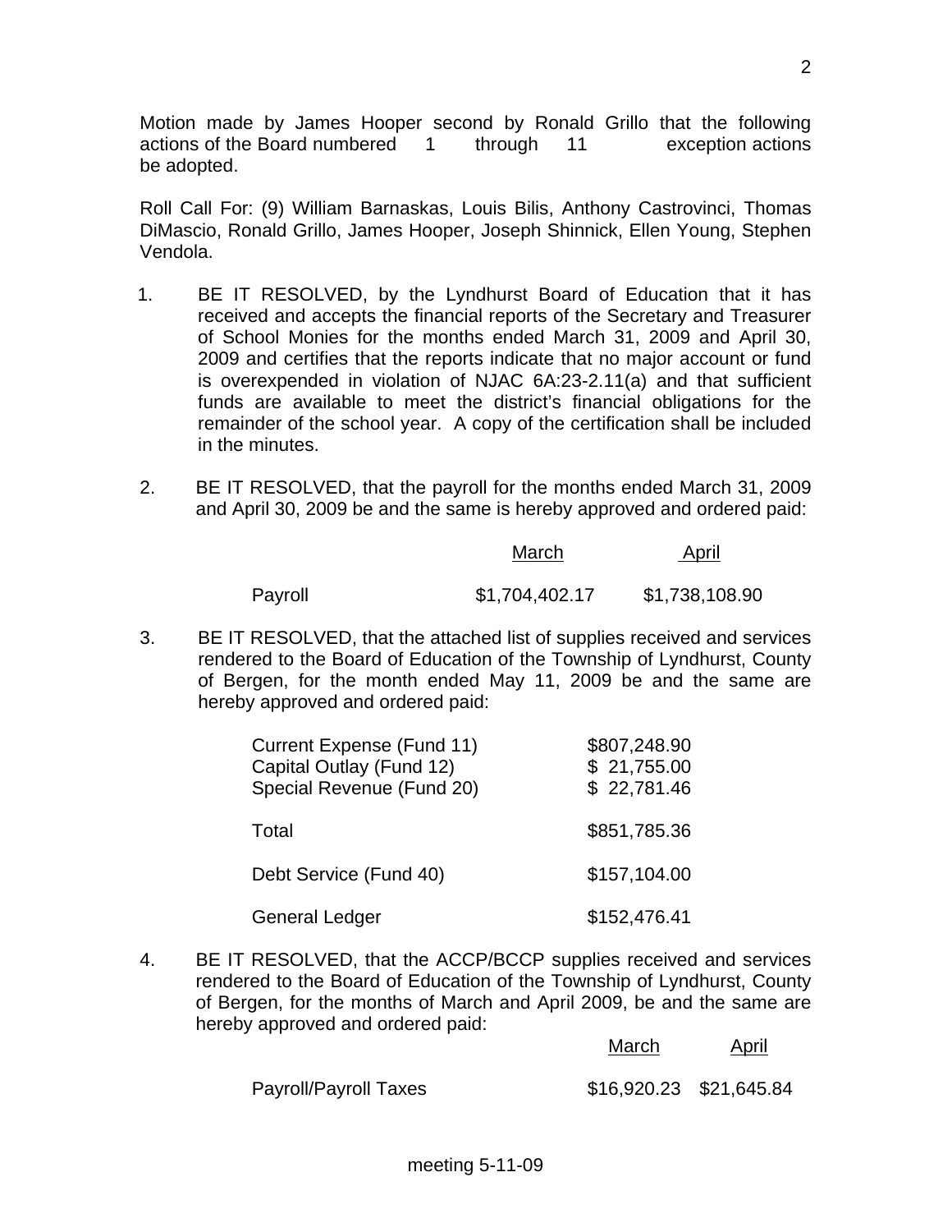Motion made by James Hooper second by Ronald Grillo that the following actions of the Board numbered 1 through 11 exception actions be adopted.

Roll Call For: (9) William Barnaskas, Louis Bilis, Anthony Castrovinci, Thomas DiMascio, Ronald Grillo, James Hooper, Joseph Shinnick, Ellen Young, Stephen Vendola.

1. BE IT RESOLVED, by the Lyndhurst Board of Education that it has received and accepts the financial reports of the Secretary and Treasurer of School Monies for the months ended March 31, 2009 and April 30, 2009 and certifies that the reports indicate that no major account or fund is overexpended in violation of NJAC 6A:23-2.11(a) and that sufficient funds are available to meet the district's financial obligations for the remainder of the school year. A copy of the certification shall be included in the minutes.

2. BE IT RESOLVED, that the payroll for the months ended March 31, 2009 and April 30, 2009 be and the same is hereby approved and ordered paid:

| | March | April |
|---|---|---|
| Payroll | $1,704,402.17 | $1,738,108.90 |

3. BE IT RESOLVED, that the attached list of supplies received and services rendered to the Board of Education of the Township of Lyndhurst, County of Bergen, for the month ended May 11, 2009 be and the same are hereby approved and ordered paid:

| | |
|---|---|
| Current Expense (Fund 11) | $807,248.90 |
| Capital Outlay (Fund 12) | $ 21,755.00 |
| Special Revenue (Fund 20) | $ 22,781.46 |
| Total | $851,785.36 |
| Debt Service (Fund 40) | $157,104.00 |
| General Ledger | $152,476.41 |

4. BE IT RESOLVED, that the ACCP/BCCP supplies received and services rendered to the Board of Education of the Township of Lyndhurst, County of Bergen, for the months of March and April 2009, be and the same are hereby approved and ordered paid:

| | March | April |
|---|---|---|
| Payroll/Payroll Taxes | $16,920.23 | $21,645.84 |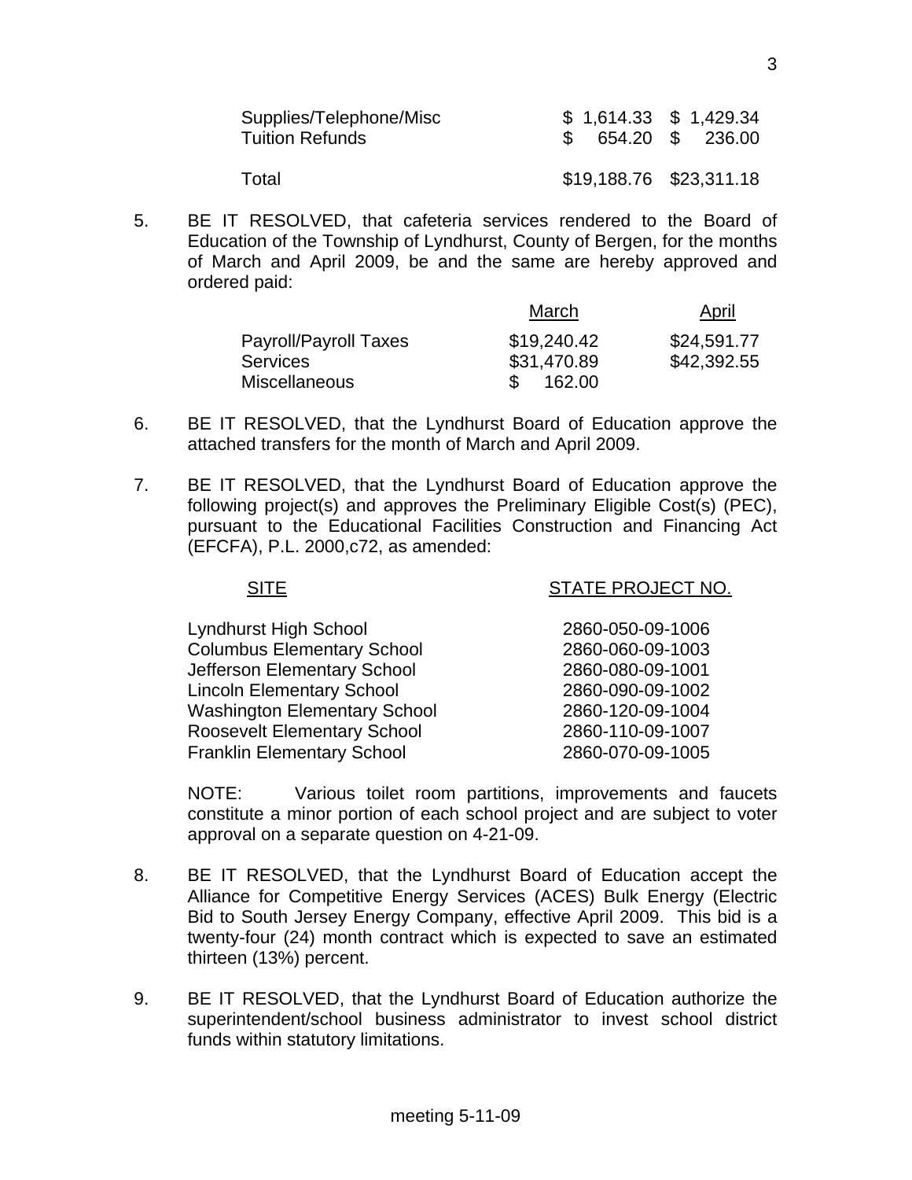| | | |
|---|---|---|
| Supplies/Telephone/Misc | $ 1,614.33 | $ 1,429.34 |
| Tuition Refunds | $ 654.20 | $ 236.00 |
| Total | $19,188.76 | $23,311.18 |

5. BE IT RESOLVED, that cafeteria services rendered to the Board of Education of the Township of Lyndhurst, County of Bergen, for the months of March and April 2009, be and the same are hereby approved and ordered paid:

| | March | April |
|---|---|---|
| Payroll/Payroll Taxes | $19,240.42 | $24,591.77 |
| Services | $31,470.89 | $42,392.55 |
| Miscellaneous | $ 162.00 | |

6. BE IT RESOLVED, that the Lyndhurst Board of Education approve the attached transfers for the month of March and April 2009.

7. BE IT RESOLVED, that the Lyndhurst Board of Education approve the following project(s) and approves the Preliminary Eligible Cost(s) (PEC), pursuant to the Educational Facilities Construction and Financing Act (EFCFA), P.L. 2000,c72, as amended:

| SITE | STATE PROJECT NO. |
|---|---|
| Lyndhurst High School | 2860-050-09-1006 |
| Columbus Elementary School | 2860-060-09-1003 |
| Jefferson Elementary School | 2860-080-09-1001 |
| Lincoln Elementary School | 2860-090-09-1002 |
| Washington Elementary School | 2860-120-09-1004 |
| Roosevelt Elementary School | 2860-110-09-1007 |
| Franklin Elementary School | 2860-070-09-1005 |

NOTE: Various toilet room partitions, improvements and faucets constitute a minor portion of each school project and are subject to voter approval on a separate question on 4-21-09.

8. BE IT RESOLVED, that the Lyndhurst Board of Education accept the Alliance for Competitive Energy Services (ACES) Bulk Energy (Electric Bid to South Jersey Energy Company, effective April 2009. This bid is a twenty-four (24) month contract which is expected to save an estimated thirteen (13%) percent.

9. BE IT RESOLVED, that the Lyndhurst Board of Education authorize the superintendent/school business administrator to invest school district funds within statutory limitations.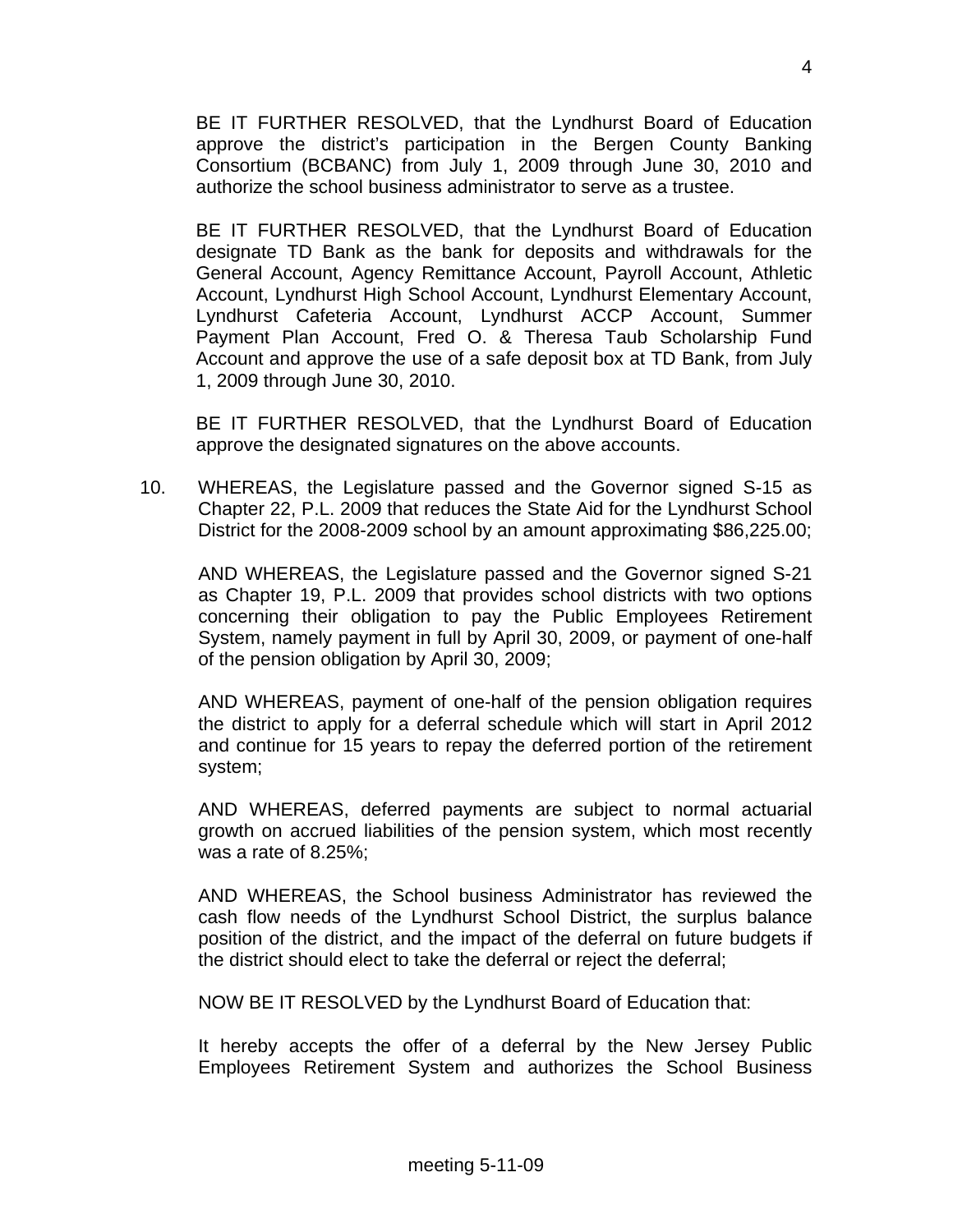BE IT FURTHER RESOLVED, that the Lyndhurst Board of Education approve the district's participation in the Bergen County Banking Consortium (BCBANC) from July 1, 2009 through June 30, 2010 and authorize the school business administrator to serve as a trustee.

BE IT FURTHER RESOLVED, that the Lyndhurst Board of Education designate TD Bank as the bank for deposits and withdrawals for the General Account, Agency Remittance Account, Payroll Account, Athletic Account, Lyndhurst High School Account, Lyndhurst Elementary Account, Lyndhurst Cafeteria Account, Lyndhurst ACCP Account, Summer Payment Plan Account, Fred O. & Theresa Taub Scholarship Fund Account and approve the use of a safe deposit box at TD Bank, from July 1, 2009 through June 30, 2010.

BE IT FURTHER RESOLVED, that the Lyndhurst Board of Education approve the designated signatures on the above accounts.

10. WHEREAS, the Legislature passed and the Governor signed S-15 as Chapter 22, P.L. 2009 that reduces the State Aid for the Lyndhurst School District for the 2008-2009 school by an amount approximating $86,225.00;

    AND WHEREAS, the Legislature passed and the Governor signed S-21 as Chapter 19, P.L. 2009 that provides school districts with two options concerning their obligation to pay the Public Employees Retirement System, namely payment in full by April 30, 2009, or payment of one-half of the pension obligation by April 30, 2009;

    AND WHEREAS, payment of one-half of the pension obligation requires the district to apply for a deferral schedule which will start in April 2012 and continue for 15 years to repay the deferred portion of the retirement system;

    AND WHEREAS, deferred payments are subject to normal actuarial growth on accrued liabilities of the pension system, which most recently was a rate of 8.25%;

    AND WHEREAS, the School business Administrator has reviewed the cash flow needs of the Lyndhurst School District, the surplus balance position of the district, and the impact of the deferral on future budgets if the district should elect to take the deferral or reject the deferral;

    NOW BE IT RESOLVED by the Lyndhurst Board of Education that:

    It hereby accepts the offer of a deferral by the New Jersey Public Employees Retirement System and authorizes the School Business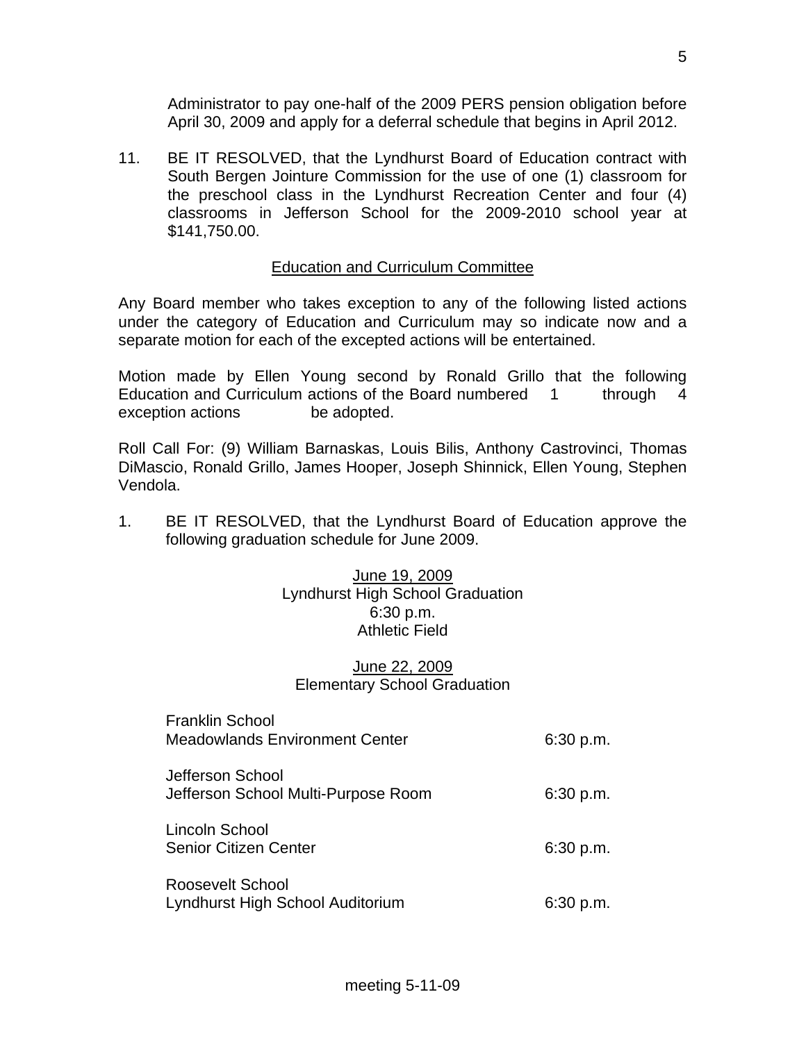Administrator to pay one-half of the 2009 PERS pension obligation before April 30, 2009 and apply for a deferral schedule that begins in April 2012.

11. BE IT RESOLVED, that the Lyndhurst Board of Education contract with South Bergen Jointure Commission for the use of one (1) classroom for the preschool class in the Lyndhurst Recreation Center and four (4) classrooms in Jefferson School for the 2009-2010 school year at $141,750.00.

## Education and Curriculum Committee

Any Board member who takes exception to any of the following listed actions under the category of Education and Curriculum may so indicate now and a separate motion for each of the excepted actions will be entertained.

Motion made by Ellen Young second by Ronald Grillo that the following Education and Curriculum actions of the Board numbered 1 through 4 exception actions be adopted.

Roll Call For: (9) William Barnaskas, Louis Bilis, Anthony Castrovinci, Thomas DiMascio, Ronald Grillo, James Hooper, Joseph Shinnick, Ellen Young, Stephen Vendola.

1. BE IT RESOLVED, that the Lyndhurst Board of Education approve the following graduation schedule for June 2009.

June 19, 2009
Lyndhurst High School Graduation
6:30 p.m.
Athletic Field

June 22, 2009
Elementary School Graduation

| | |
|---|---|
| Franklin School<br>Meadowlands Environment Center | 6:30 p.m. |
| Jefferson School<br>Jefferson School Multi-Purpose Room | 6:30 p.m. |
| Lincoln School<br>Senior Citizen Center | 6:30 p.m. |
| Roosevelt School<br>Lyndhurst High School Auditorium | 6:30 p.m. |

meeting 5-11-09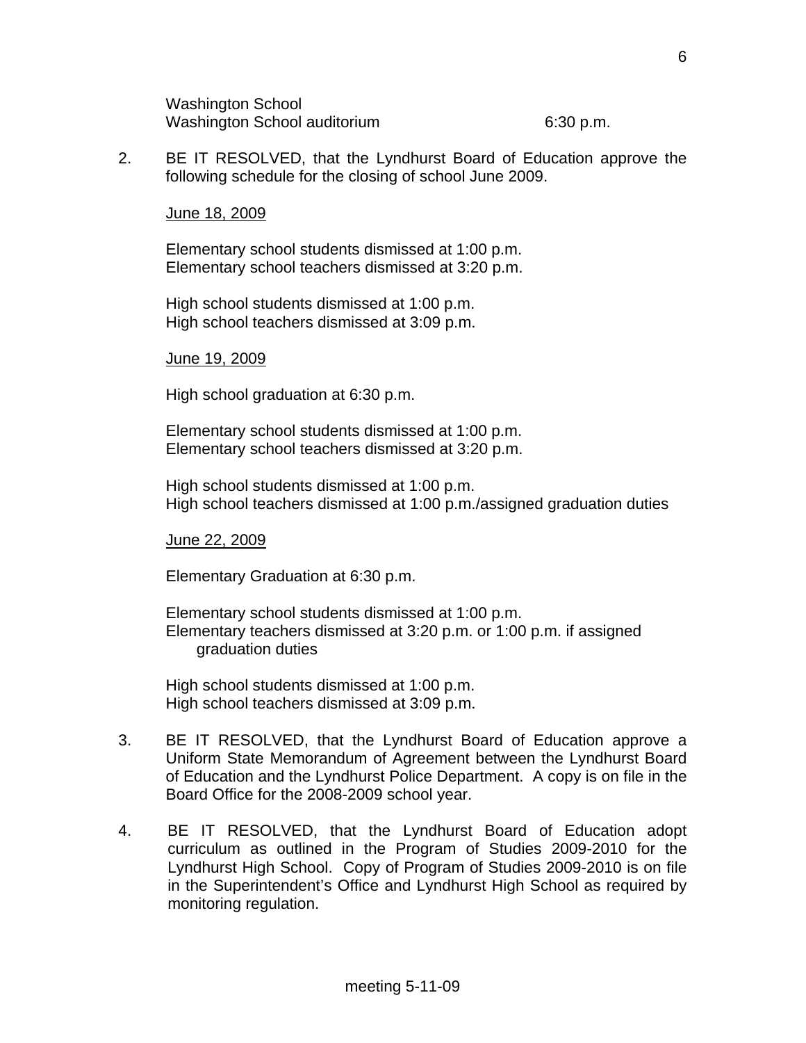Washington School
Washington School auditorium 6:30 p.m.

2. BE IT RESOLVED, that the Lyndhurst Board of Education approve the following schedule for the closing of school June 2009.

   June 18, 2009

   Elementary school students dismissed at 1:00 p.m.
   Elementary school teachers dismissed at 3:20 p.m.

   High school students dismissed at 1:00 p.m.
   High school teachers dismissed at 3:09 p.m.

   June 19, 2009

   High school graduation at 6:30 p.m.

   Elementary school students dismissed at 1:00 p.m.
   Elementary school teachers dismissed at 3:20 p.m.

   High school students dismissed at 1:00 p.m.
   High school teachers dismissed at 1:00 p.m./assigned graduation duties

   June 22, 2009

   Elementary Graduation at 6:30 p.m.

   Elementary school students dismissed at 1:00 p.m.
   Elementary teachers dismissed at 3:20 p.m. or 1:00 p.m. if assigned graduation duties

   High school students dismissed at 1:00 p.m.
   High school teachers dismissed at 3:09 p.m.

3. BE IT RESOLVED, that the Lyndhurst Board of Education approve a Uniform State Memorandum of Agreement between the Lyndhurst Board of Education and the Lyndhurst Police Department. A copy is on file in the Board Office for the 2008-2009 school year.

4. BE IT RESOLVED, that the Lyndhurst Board of Education adopt curriculum as outlined in the Program of Studies 2009-2010 for the Lyndhurst High School. Copy of Program of Studies 2009-2010 is on file in the Superintendent's Office and Lyndhurst High School as required by monitoring regulation.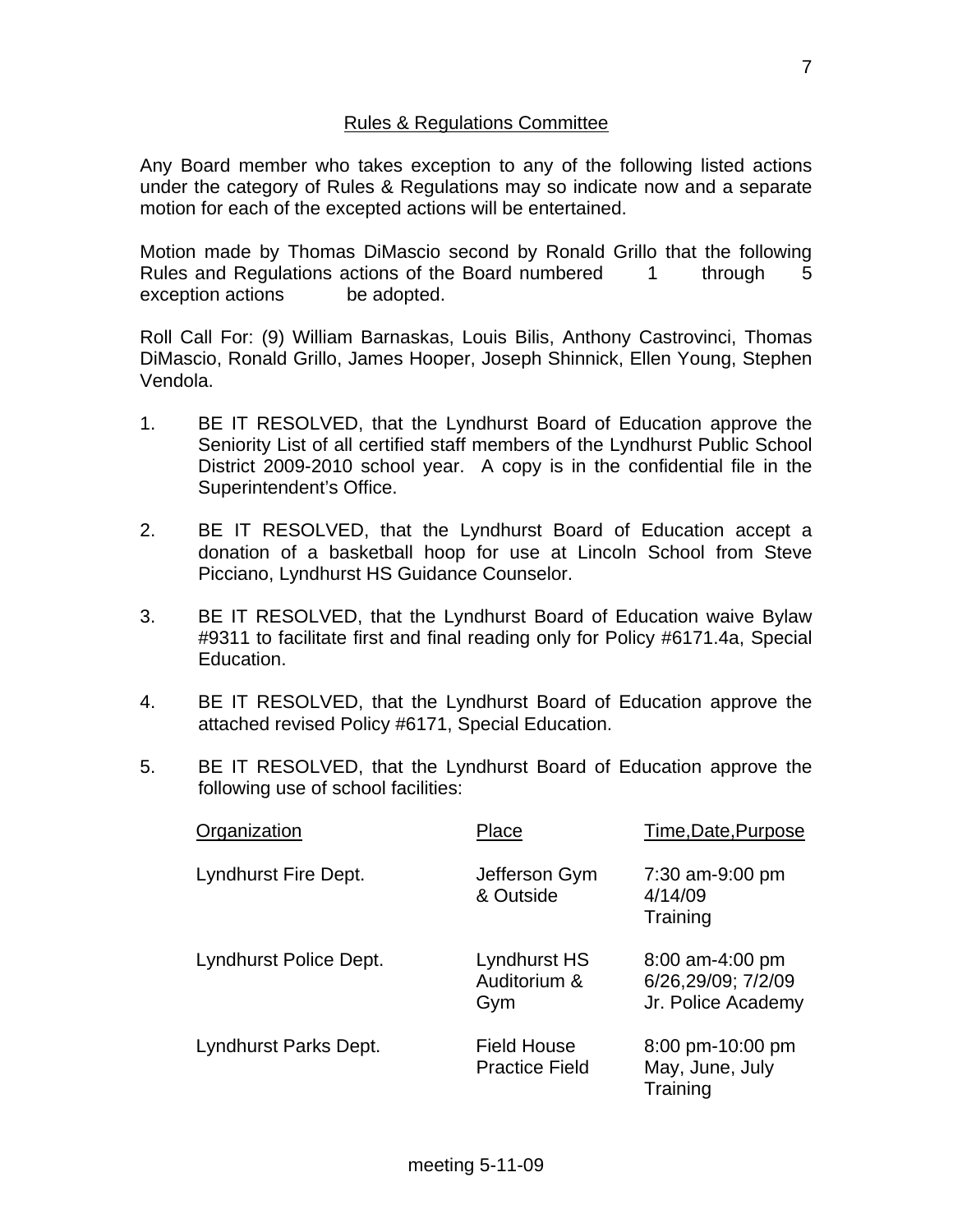## Rules & Regulations Committee

Any Board member who takes exception to any of the following listed actions under the category of Rules & Regulations may so indicate now and a separate motion for each of the excepted actions will be entertained.

Motion made by Thomas DiMascio second by Ronald Grillo that the following Rules and Regulations actions of the Board numbered 1 through 5 exception actions be adopted.

Roll Call For: (9) William Barnaskas, Louis Bilis, Anthony Castrovinci, Thomas DiMascio, Ronald Grillo, James Hooper, Joseph Shinnick, Ellen Young, Stephen Vendola.

1. BE IT RESOLVED, that the Lyndhurst Board of Education approve the Seniority List of all certified staff members of the Lyndhurst Public School District 2009-2010 school year. A copy is in the confidential file in the Superintendent's Office.

2. BE IT RESOLVED, that the Lyndhurst Board of Education accept a donation of a basketball hoop for use at Lincoln School from Steve Picciano, Lyndhurst HS Guidance Counselor.

3. BE IT RESOLVED, that the Lyndhurst Board of Education waive Bylaw #9311 to facilitate first and final reading only for Policy #6171.4a, Special Education.

4. BE IT RESOLVED, that the Lyndhurst Board of Education approve the attached revised Policy #6171, Special Education.

5. BE IT RESOLVED, that the Lyndhurst Board of Education approve the following use of school facilities:

| Organization | Place | Time,Date,Purpose |
|---|---|---|
| Lyndhurst Fire Dept. | Jefferson Gym & Outside | 7:30 am-9:00 pm 4/14/09 Training |
| Lyndhurst Police Dept. | Lyndhurst HS Auditorium & Gym | 8:00 am-4:00 pm 6/26,29/09; 7/2/09 Jr. Police Academy |
| Lyndhurst Parks Dept. | Field House Practice Field | 8:00 pm-10:00 pm May, June, July Training |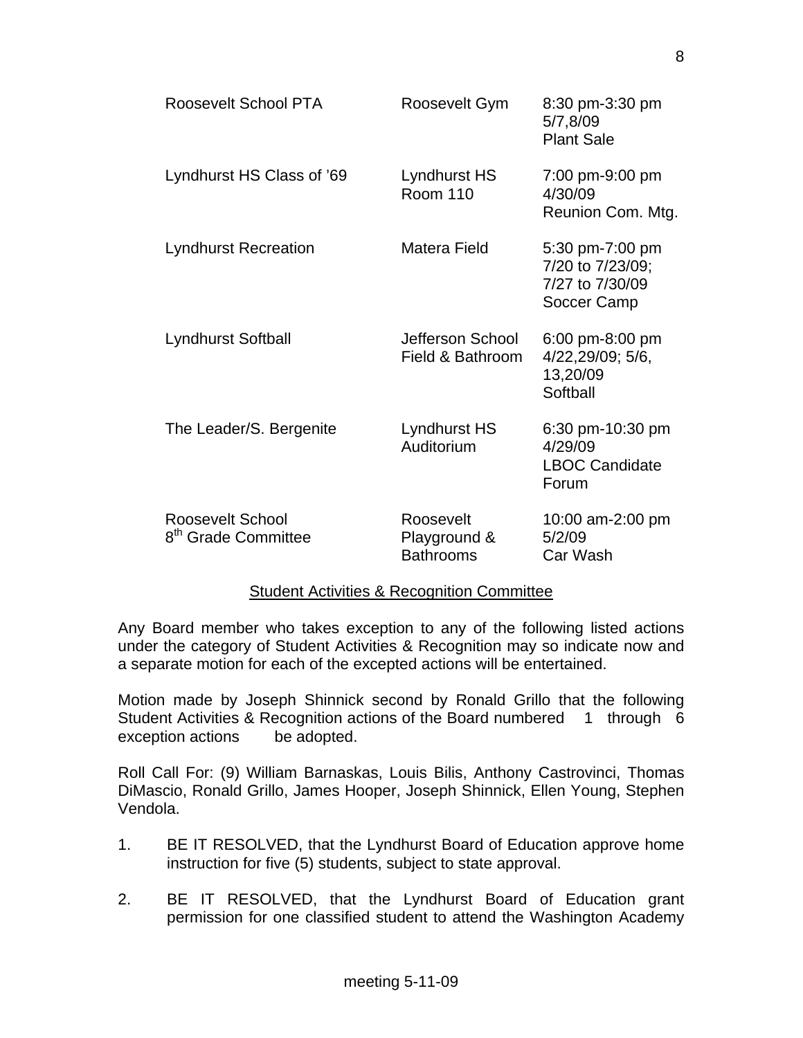| | | |
|---|---|---|
| Roosevelt School PTA | Roosevelt Gym | 8:30 pm-3:30 pm 5/7,8/09 Plant Sale |
| Lyndhurst HS Class of '69 | Lyndhurst HS Room 110 | 7:00 pm-9:00 pm 4/30/09 Reunion Com. Mtg. |
| Lyndhurst Recreation | Matera Field | 5:30 pm-7:00 pm 7/20 to 7/23/09; 7/27 to 7/30/09 Soccer Camp |
| Lyndhurst Softball | Jefferson School Field & Bathroom | 6:00 pm-8:00 pm 4/22,29/09; 5/6, 13,20/09 Softball |
| The Leader/S. Bergenite | Lyndhurst HS Auditorium | 6:30 pm-10:30 pm 4/29/09 LBOC Candidate Forum |
| Roosevelt School 8th Grade Committee | Roosevelt Playground & Bathrooms | 10:00 am-2:00 pm 5/2/09 Car Wash |

## Student Activities & Recognition Committee

Any Board member who takes exception to any of the following listed actions under the category of Student Activities & Recognition may so indicate now and a separate motion for each of the excepted actions will be entertained.

Motion made by Joseph Shinnick second by Ronald Grillo that the following Student Activities & Recognition actions of the Board numbered 1 through 6 exception actions be adopted.

Roll Call For: (9) William Barnaskas, Louis Bilis, Anthony Castrovinci, Thomas DiMascio, Ronald Grillo, James Hooper, Joseph Shinnick, Ellen Young, Stephen Vendola.

1. BE IT RESOLVED, that the Lyndhurst Board of Education approve home instruction for five (5) students, subject to state approval.

2. BE IT RESOLVED, that the Lyndhurst Board of Education grant permission for one classified student to attend the Washington Academy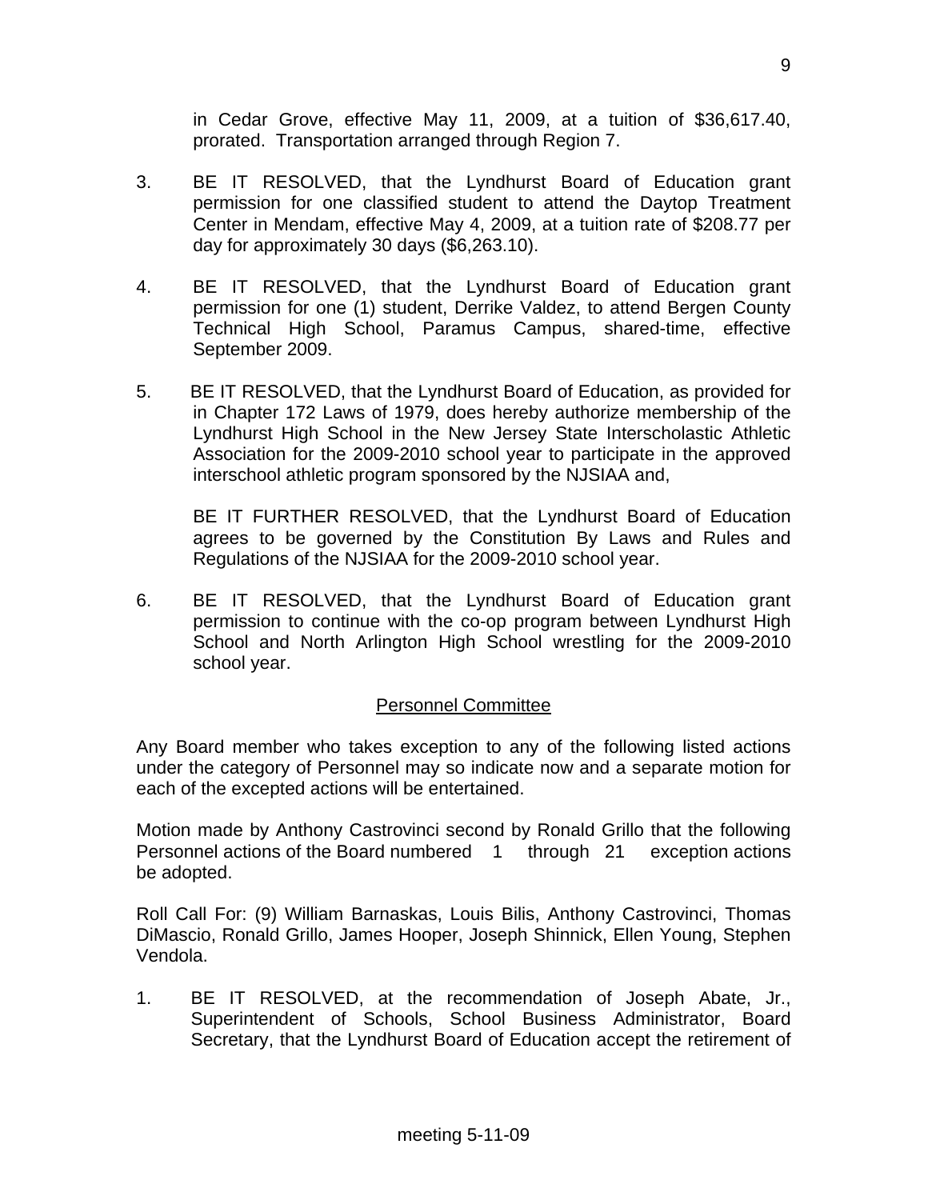in Cedar Grove, effective May 11, 2009, at a tuition of $36,617.40, prorated. Transportation arranged through Region 7.

3. BE IT RESOLVED, that the Lyndhurst Board of Education grant permission for one classified student to attend the Daytop Treatment Center in Mendam, effective May 4, 2009, at a tuition rate of $208.77 per day for approximately 30 days ($6,263.10).

4. BE IT RESOLVED, that the Lyndhurst Board of Education grant permission for one (1) student, Derrike Valdez, to attend Bergen County Technical High School, Paramus Campus, shared-time, effective September 2009.

5. BE IT RESOLVED, that the Lyndhurst Board of Education, as provided for in Chapter 172 Laws of 1979, does hereby authorize membership of the Lyndhurst High School in the New Jersey State Interscholastic Athletic Association for the 2009-2010 school year to participate in the approved interschool athletic program sponsored by the NJSIAA and,

   BE IT FURTHER RESOLVED, that the Lyndhurst Board of Education agrees to be governed by the Constitution By Laws and Rules and Regulations of the NJSIAA for the 2009-2010 school year.

6. BE IT RESOLVED, that the Lyndhurst Board of Education grant permission to continue with the co-op program between Lyndhurst High School and North Arlington High School wrestling for the 2009-2010 school year.

## Personnel Committee

Any Board member who takes exception to any of the following listed actions under the category of Personnel may so indicate now and a separate motion for each of the excepted actions will be entertained.

Motion made by Anthony Castrovinci second by Ronald Grillo that the following Personnel actions of the Board numbered 1 through 21 exception actions be adopted.

Roll Call For: (9) William Barnaskas, Louis Bilis, Anthony Castrovinci, Thomas DiMascio, Ronald Grillo, James Hooper, Joseph Shinnick, Ellen Young, Stephen Vendola.

1. BE IT RESOLVED, at the recommendation of Joseph Abate, Jr., Superintendent of Schools, School Business Administrator, Board Secretary, that the Lyndhurst Board of Education accept the retirement of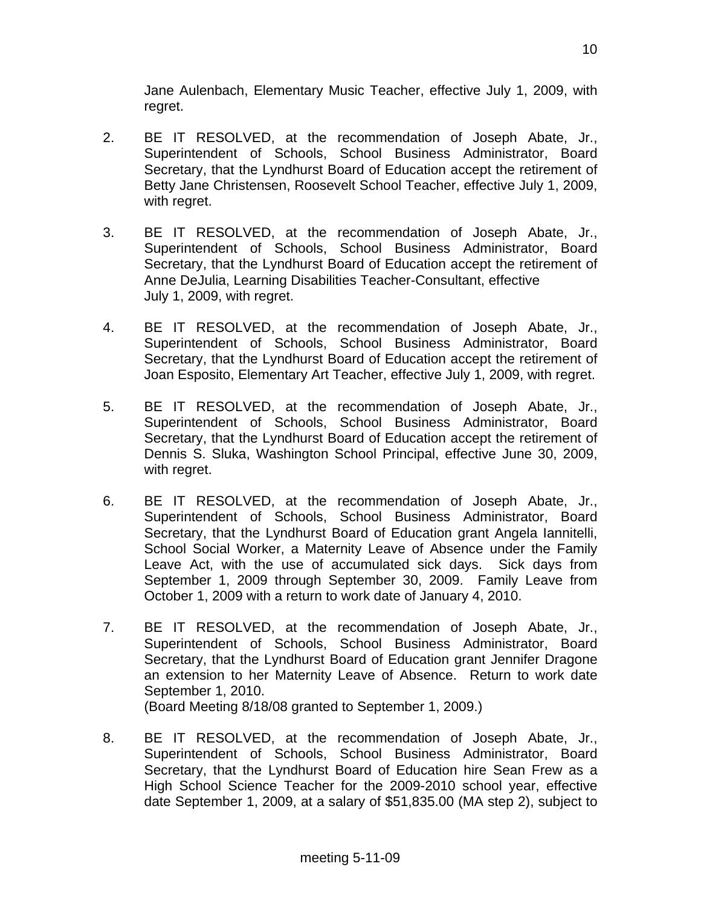Jane Aulenbach, Elementary Music Teacher, effective July 1, 2009, with regret.

2. BE IT RESOLVED, at the recommendation of Joseph Abate, Jr., Superintendent of Schools, School Business Administrator, Board Secretary, that the Lyndhurst Board of Education accept the retirement of Betty Jane Christensen, Roosevelt School Teacher, effective July 1, 2009, with regret.

3. BE IT RESOLVED, at the recommendation of Joseph Abate, Jr., Superintendent of Schools, School Business Administrator, Board Secretary, that the Lyndhurst Board of Education accept the retirement of Anne DeJulia, Learning Disabilities Teacher-Consultant, effective July 1, 2009, with regret.

4. BE IT RESOLVED, at the recommendation of Joseph Abate, Jr., Superintendent of Schools, School Business Administrator, Board Secretary, that the Lyndhurst Board of Education accept the retirement of Joan Esposito, Elementary Art Teacher, effective July 1, 2009, with regret.

5. BE IT RESOLVED, at the recommendation of Joseph Abate, Jr., Superintendent of Schools, School Business Administrator, Board Secretary, that the Lyndhurst Board of Education accept the retirement of Dennis S. Sluka, Washington School Principal, effective June 30, 2009, with regret.

6. BE IT RESOLVED, at the recommendation of Joseph Abate, Jr., Superintendent of Schools, School Business Administrator, Board Secretary, that the Lyndhurst Board of Education grant Angela Iannitelli, School Social Worker, a Maternity Leave of Absence under the Family Leave Act, with the use of accumulated sick days. Sick days from September 1, 2009 through September 30, 2009. Family Leave from October 1, 2009 with a return to work date of January 4, 2010.

7. BE IT RESOLVED, at the recommendation of Joseph Abate, Jr., Superintendent of Schools, School Business Administrator, Board Secretary, that the Lyndhurst Board of Education grant Jennifer Dragone an extension to her Maternity Leave of Absence. Return to work date September 1, 2010.
   (Board Meeting 8/18/08 granted to September 1, 2009.)

8. BE IT RESOLVED, at the recommendation of Joseph Abate, Jr., Superintendent of Schools, School Business Administrator, Board Secretary, that the Lyndhurst Board of Education hire Sean Frew as a High School Science Teacher for the 2009-2010 school year, effective date September 1, 2009, at a salary of $51,835.00 (MA step 2), subject to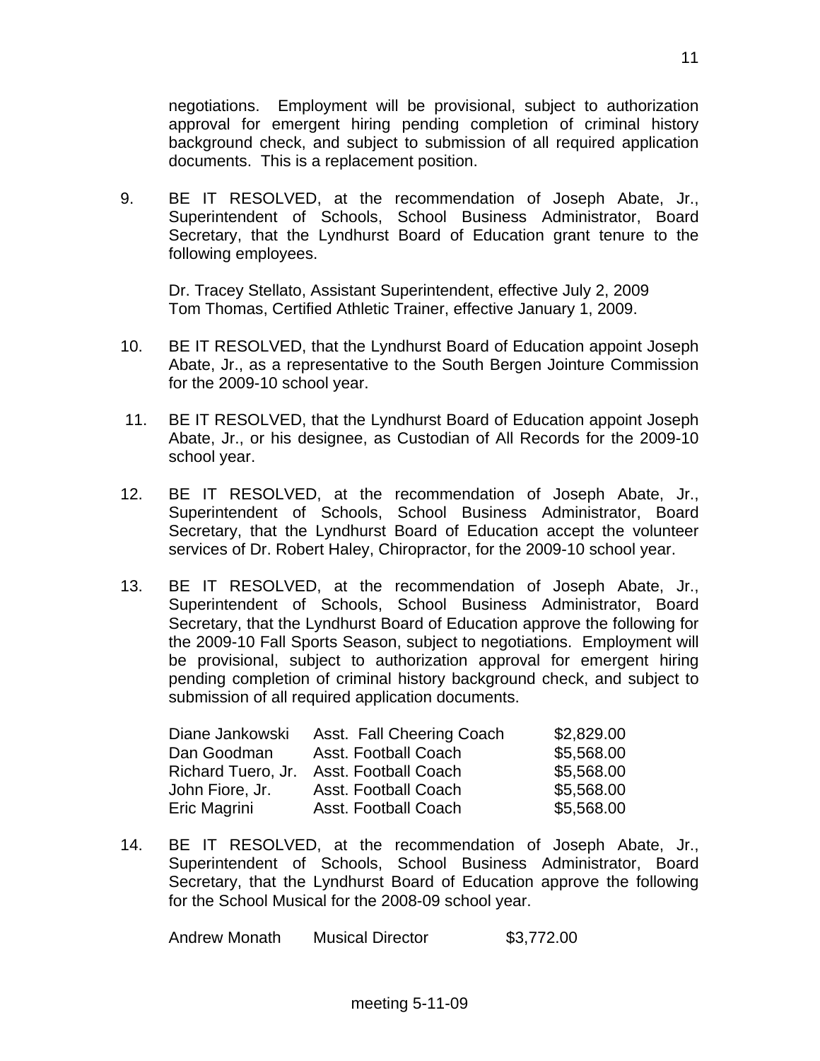negotiations. Employment will be provisional, subject to authorization approval for emergent hiring pending completion of criminal history background check, and subject to submission of all required application documents. This is a replacement position.

9. BE IT RESOLVED, at the recommendation of Joseph Abate, Jr., Superintendent of Schools, School Business Administrator, Board Secretary, that the Lyndhurst Board of Education grant tenure to the following employees.

   Dr. Tracey Stellato, Assistant Superintendent, effective July 2, 2009
   Tom Thomas, Certified Athletic Trainer, effective January 1, 2009.

10. BE IT RESOLVED, that the Lyndhurst Board of Education appoint Joseph Abate, Jr., as a representative to the South Bergen Jointure Commission for the 2009-10 school year.

11. BE IT RESOLVED, that the Lyndhurst Board of Education appoint Joseph Abate, Jr., or his designee, as Custodian of All Records for the 2009-10 school year.

12. BE IT RESOLVED, at the recommendation of Joseph Abate, Jr., Superintendent of Schools, School Business Administrator, Board Secretary, that the Lyndhurst Board of Education accept the volunteer services of Dr. Robert Haley, Chiropractor, for the 2009-10 school year.

13. BE IT RESOLVED, at the recommendation of Joseph Abate, Jr., Superintendent of Schools, School Business Administrator, Board Secretary, that the Lyndhurst Board of Education approve the following for the 2009-10 Fall Sports Season, subject to negotiations. Employment will be provisional, subject to authorization approval for emergent hiring pending completion of criminal history background check, and subject to submission of all required application documents.

| | | |
|---|---|---|
| Diane Jankowski | Asst. Fall Cheering Coach | $2,829.00 |
| Dan Goodman | Asst. Football Coach | $5,568.00 |
| Richard Tuero, Jr. | Asst. Football Coach | $5,568.00 |
| John Fiore, Jr. | Asst. Football Coach | $5,568.00 |
| Eric Magrini | Asst. Football Coach | $5,568.00 |

14. BE IT RESOLVED, at the recommendation of Joseph Abate, Jr., Superintendent of Schools, School Business Administrator, Board Secretary, that the Lyndhurst Board of Education approve the following for the School Musical for the 2008-09 school year.

| | | |
|---|---|---|
| Andrew Monath | Musical Director | $3,772.00 |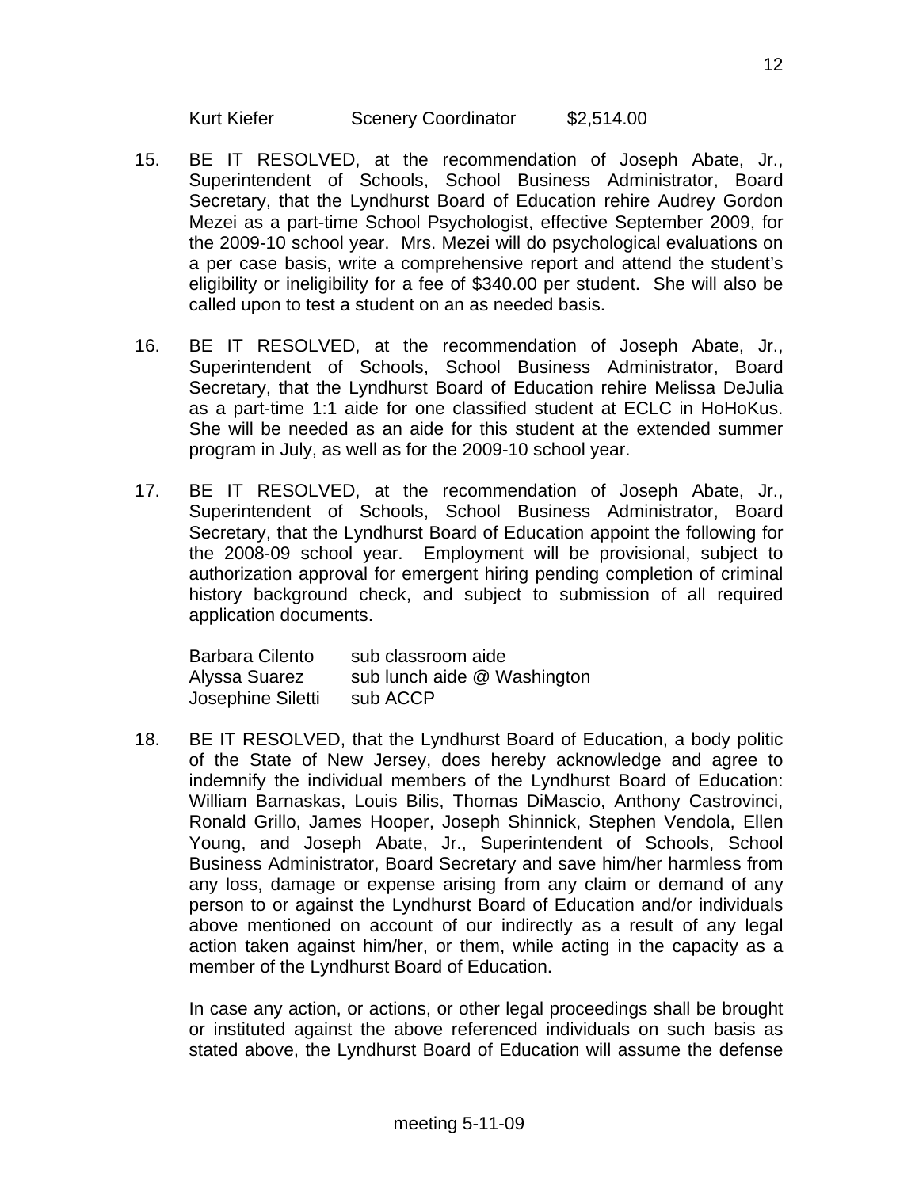| | | |
|---|---|---|
| Kurt Kiefer | Scenery Coordinator | $2,514.00 |

15. BE IT RESOLVED, at the recommendation of Joseph Abate, Jr., Superintendent of Schools, School Business Administrator, Board Secretary, that the Lyndhurst Board of Education rehire Audrey Gordon Mezei as a part-time School Psychologist, effective September 2009, for the 2009-10 school year. Mrs. Mezei will do psychological evaluations on a per case basis, write a comprehensive report and attend the student's eligibility or ineligibility for a fee of $340.00 per student. She will also be called upon to test a student on an as needed basis.

16. BE IT RESOLVED, at the recommendation of Joseph Abate, Jr., Superintendent of Schools, School Business Administrator, Board Secretary, that the Lyndhurst Board of Education rehire Melissa DeJulia as a part-time 1:1 aide for one classified student at ECLC in HoHoKus. She will be needed as an aide for this student at the extended summer program in July, as well as for the 2009-10 school year.

17. BE IT RESOLVED, at the recommendation of Joseph Abate, Jr., Superintendent of Schools, School Business Administrator, Board Secretary, that the Lyndhurst Board of Education appoint the following for the 2008-09 school year. Employment will be provisional, subject to authorization approval for emergent hiring pending completion of criminal history background check, and subject to submission of all required application documents.

| | |
|---|---|
| Barbara Cilento | sub classroom aide |
| Alyssa Suarez | sub lunch aide @ Washington |
| Josephine Siletti | sub ACCP |

18. BE IT RESOLVED, that the Lyndhurst Board of Education, a body politic of the State of New Jersey, does hereby acknowledge and agree to indemnify the individual members of the Lyndhurst Board of Education: William Barnaskas, Louis Bilis, Thomas DiMascio, Anthony Castrovinci, Ronald Grillo, James Hooper, Joseph Shinnick, Stephen Vendola, Ellen Young, and Joseph Abate, Jr., Superintendent of Schools, School Business Administrator, Board Secretary and save him/her harmless from any loss, damage or expense arising from any claim or demand of any person to or against the Lyndhurst Board of Education and/or individuals above mentioned on account of our indirectly as a result of any legal action taken against him/her, or them, while acting in the capacity as a member of the Lyndhurst Board of Education.

    In case any action, or actions, or other legal proceedings shall be brought or instituted against the above referenced individuals on such basis as stated above, the Lyndhurst Board of Education will assume the defense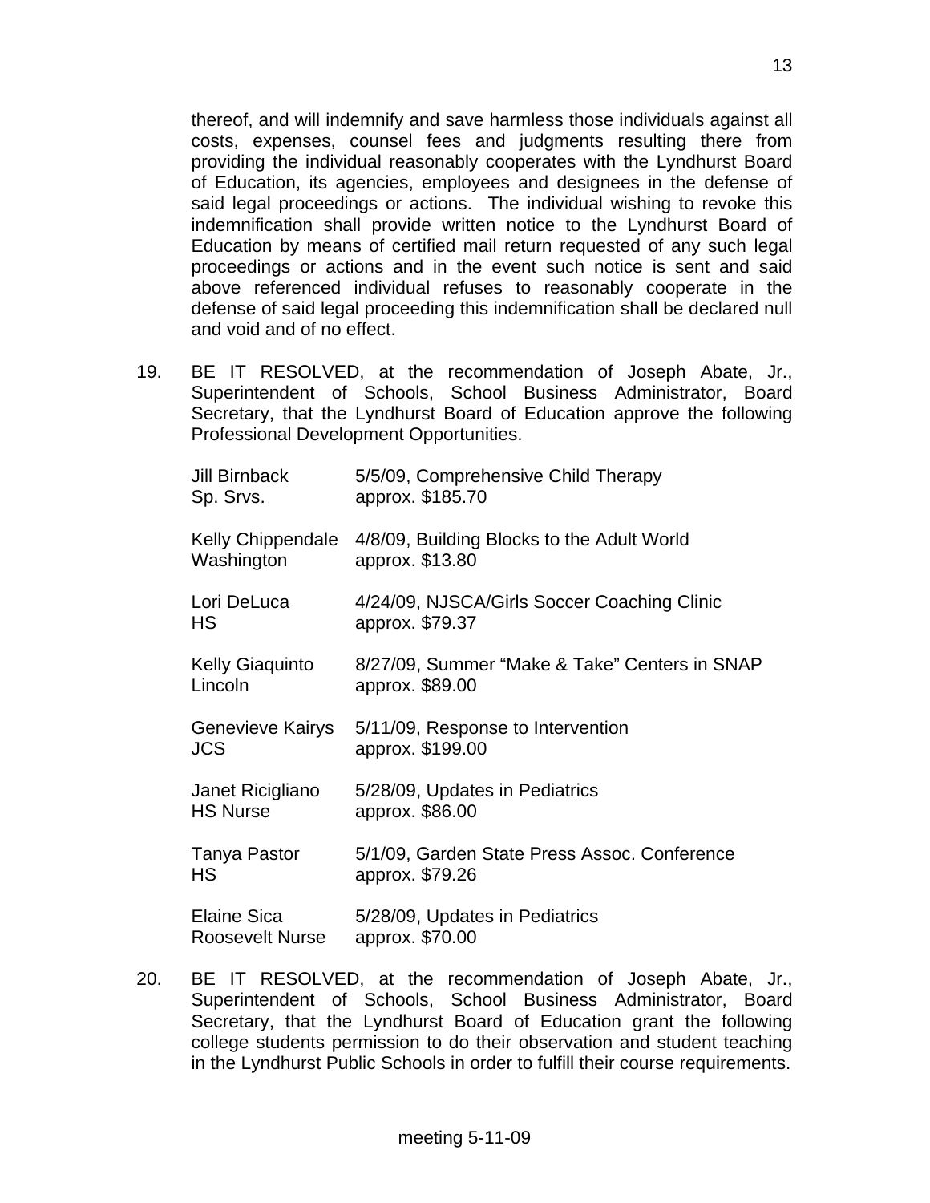thereof, and will indemnify and save harmless those individuals against all costs, expenses, counsel fees and judgments resulting there from providing the individual reasonably cooperates with the Lyndhurst Board of Education, its agencies, employees and designees in the defense of said legal proceedings or actions. The individual wishing to revoke this indemnification shall provide written notice to the Lyndhurst Board of Education by means of certified mail return requested of any such legal proceedings or actions and in the event such notice is sent and said above referenced individual refuses to reasonably cooperate in the defense of said legal proceeding this indemnification shall be declared null and void and of no effect.

19. BE IT RESOLVED, at the recommendation of Joseph Abate, Jr., Superintendent of Schools, School Business Administrator, Board Secretary, that the Lyndhurst Board of Education approve the following Professional Development Opportunities.

| | |
|---|---|
| Jill Birnback<br>Sp. Srvs. | 5/5/09, Comprehensive Child Therapy<br>approx. $185.70 |
| Kelly Chippendale<br>Washington | 4/8/09, Building Blocks to the Adult World<br>approx. $13.80 |
| Lori DeLuca<br>HS | 4/24/09, NJSCA/Girls Soccer Coaching Clinic<br>approx. $79.37 |
| Kelly Giaquinto<br>Lincoln | 8/27/09, Summer "Make & Take" Centers in SNAP<br>approx. $89.00 |
| Genevieve Kairys<br>JCS | 5/11/09, Response to Intervention<br>approx. $199.00 |
| Janet Ricigliano<br>HS Nurse | 5/28/09, Updates in Pediatrics<br>approx. $86.00 |
| Tanya Pastor<br>HS | 5/1/09, Garden State Press Assoc. Conference<br>approx. $79.26 |
| Elaine Sica<br>Roosevelt Nurse | 5/28/09, Updates in Pediatrics<br>approx. $70.00 |

20. BE IT RESOLVED, at the recommendation of Joseph Abate, Jr., Superintendent of Schools, School Business Administrator, Board Secretary, that the Lyndhurst Board of Education grant the following college students permission to do their observation and student teaching in the Lyndhurst Public Schools in order to fulfill their course requirements.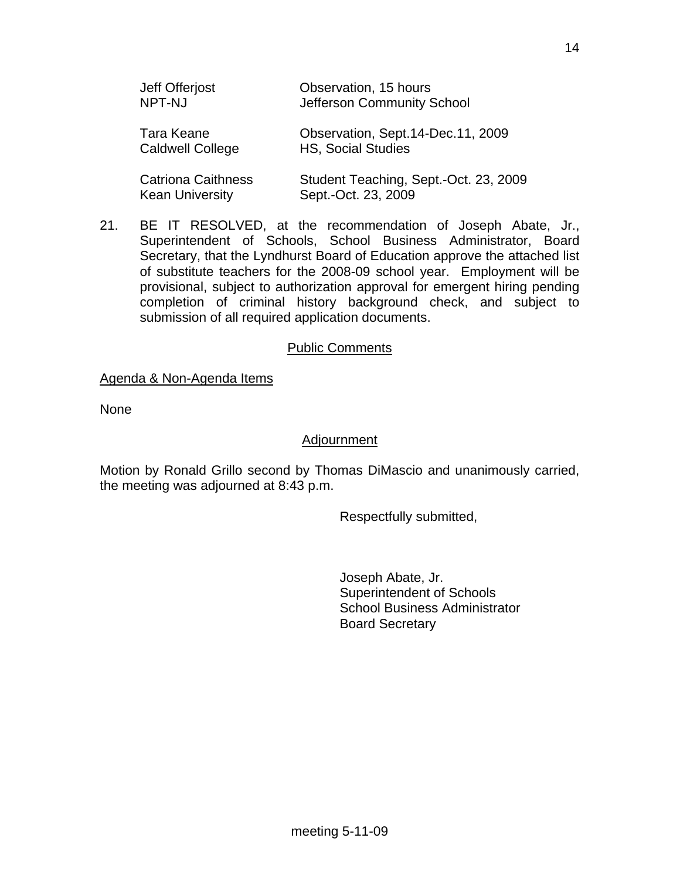| | |
|---|---|
| Jeff Offerjost<br>NPT-NJ | Observation, 15 hours<br>Jefferson Community School |
| Tara Keane<br>Caldwell College | Observation, Sept.14-Dec.11, 2009<br>HS, Social Studies |
| Catriona Caithness<br>Kean University | Student Teaching, Sept.-Oct. 23, 2009<br>Sept.-Oct. 23, 2009 |

21. BE IT RESOLVED, at the recommendation of Joseph Abate, Jr., Superintendent of Schools, School Business Administrator, Board Secretary, that the Lyndhurst Board of Education approve the attached list of substitute teachers for the 2008-09 school year. Employment will be provisional, subject to authorization approval for emergent hiring pending completion of criminal history background check, and subject to submission of all required application documents.

## Public Comments

Agenda & Non-Agenda Items

None

## Adjournment

Motion by Ronald Grillo second by Thomas DiMascio and unanimously carried, the meeting was adjourned at 8:43 p.m.

Respectfully submitted,

Joseph Abate, Jr.
Superintendent of Schools
School Business Administrator
Board Secretary

meeting 5-11-09